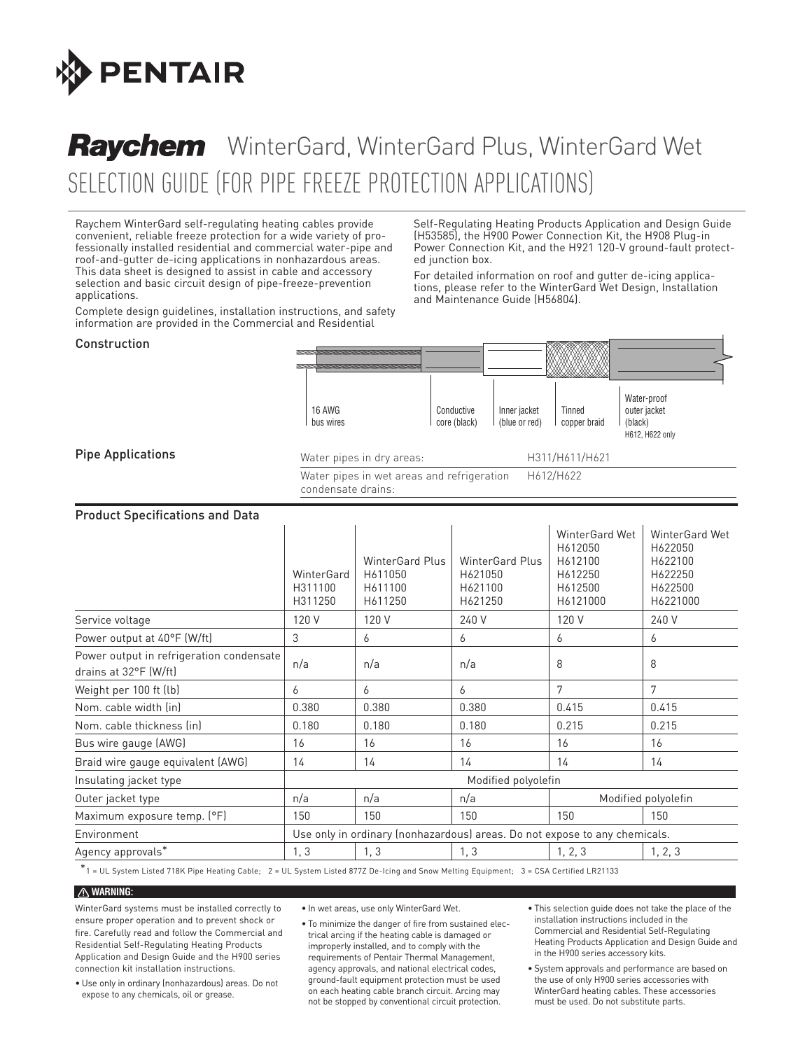PENTAIR

# Raychem WinterGard, WinterGard Plus, WinterGard Wet

## SELECTION GUIDE (FOR PIPE FREEZE PROTECTION APPLICATIONS)

Raychem WinterGard self-regulating heating cables provide convenient, reliable freeze protection for a wide variety of professionally installed residential and commercial water-pipe and roof-and-gutter de-icing applications in nonhazardous areas. This data sheet is designed to assist in cable and accessory selection and basic circuit design of pipe-freeze-prevention applications.

Complete design guidelines, installation instructions, and safety information are provided in the Commercial and Residential Self-Regulating Heating Products Application and Design Guide (H53585), the H900 Power Connection Kit, the H908 Plug-in Power Connection Kit, and the H921 120-V ground-fault protected junction box.

For detailed information on roof and gutter de-icing applications, please refer to the WinterGard Wet Design, Installation and Maintenance Guide (H56804).

### Construction

16 AWG bus wires — Conductive core (black) — Inner jacket (blue or red) — Tinned copper braid — Water-proof outer jacket (black) H612, H622 only

### Pipe Applications

| | |
|---|---|
| Water pipes in dry areas: | H311/H611/H621 |
| Water pipes in wet areas and refrigeration condensate drains: | H612/H622 |

### Product Specifications and Data

| | WinterGard H311100 H311250 | WinterGard Plus H611050 H611100 H611250 | WinterGard Plus H621050 H621100 H621250 | WinterGard Wet H612050 H612100 H612250 H612500 H6121000 | WinterGard Wet H622050 H622100 H622250 H622500 H6221000 |
|---|---|---|---|---|---|
| Service voltage | 120 V | 120 V | 240 V | 120 V | 240 V |
| Power output at 40°F (W/ft) | 3 | 6 | 6 | 6 | 6 |
| Power output in refrigeration condensate drains at 32°F (W/ft) | n/a | n/a | n/a | 8 | 8 |
| Weight per 100 ft (lb) | 6 | 6 | 6 | 7 | 7 |
| Nom. cable width (in) | 0.380 | 0.380 | 0.380 | 0.415 | 0.415 |
| Nom. cable thickness (in) | 0.180 | 0.180 | 0.180 | 0.215 | 0.215 |
| Bus wire gauge (AWG) | 16 | 16 | 16 | 16 | 16 |
| Braid wire gauge equivalent (AWG) | 14 | 14 | 14 | 14 | 14 |
| Insulating jacket type | Modified polyolefin | | | | |
| Outer jacket type | n/a | n/a | n/a | Modified polyolefin | |
| Maximum exposure temp. (°F) | 150 | 150 | 150 | 150 | 150 |
| Environment | Use only in ordinary (nonhazardous) areas. Do not expose to any chemicals. | | | | |
| Agency approvals* | 1, 3 | 1, 3 | 1, 3 | 1, 2, 3 | 1, 2, 3 |

*1 = UL System Listed 718K Pipe Heating Cable; 2 = UL System Listed 877Z De-Icing and Snow Melting Equipment; 3 = CSA Certified LR21133

**⚠ WARNING:**

WinterGard systems must be installed correctly to ensure proper operation and to prevent shock or fire. Carefully read and follow the Commercial and Residential Self-Regulating Heating Products Application and Design Guide and the H900 series connection kit installation instructions.

- Use only in ordinary (nonhazardous) areas. Do not expose to any chemicals, oil or grease.
- In wet areas, use only WinterGard Wet.
- To minimize the danger of fire from sustained electrical arcing if the heating cable is damaged or improperly installed, and to comply with the requirements of Pentair Thermal Management, agency approvals, and national electrical codes, ground-fault equipment protection must be used on each heating cable branch circuit. Arcing may not be stopped by conventional circuit protection.
- This selection guide does not take the place of the installation instructions included in the Commercial and Residential Self-Regulating Heating Products Application and Design Guide and in the H900 series accessory kits.
- System approvals and performance are based on the use of only H900 series accessories with WinterGard heating cables. These accessories must be used. Do not substitute parts.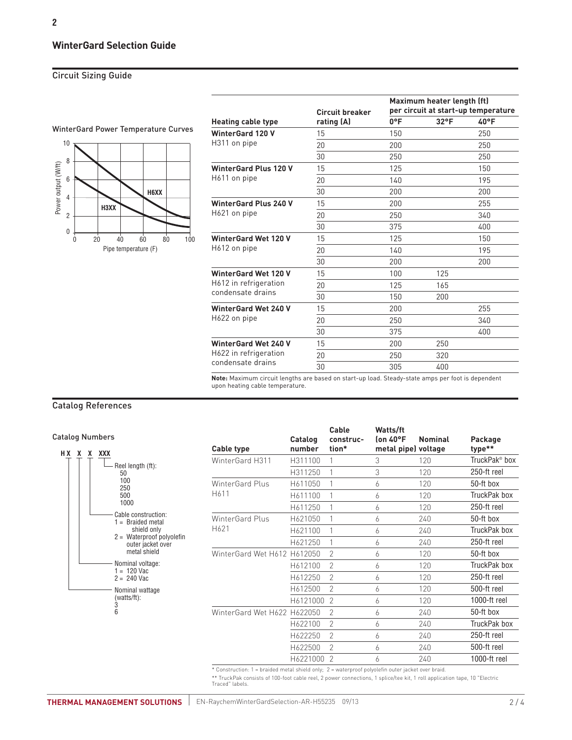## WinterGard Selection Guide

### Circuit Sizing Guide

WinterGard Power Temperature Curves

| Heating cable type | Circuit breaker rating (A) | Maximum heater length (ft) per circuit at start-up temperature | | |
|---|---|---|---|---|
| | | 0°F | 32°F | 40°F |
| **WinterGard 120 V** H311 on pipe | 15 | 150 | | 250 |
| | 20 | 200 | | 250 |
| | 30 | 250 | | 250 |
| **WinterGard Plus 120 V** H611 on pipe | 15 | 125 | | 150 |
| | 20 | 140 | | 195 |
| | 30 | 200 | | 200 |
| **WinterGard Plus 240 V** H621 on pipe | 15 | 200 | | 255 |
| | 20 | 250 | | 340 |
| | 30 | 375 | | 400 |
| **WinterGard Wet 120 V** H612 on pipe | 15 | 125 | | 150 |
| | 20 | 140 | | 195 |
| | 30 | 200 | | 200 |
| **WinterGard Wet 120 V** H612 in refrigeration condensate drains | 15 | 100 | 125 | |
| | 20 | 125 | 165 | |
| | 30 | 150 | 200 | |
| **WinterGard Wet 240 V** H622 on pipe | 15 | 200 | | 255 |
| | 20 | 250 | | 340 |
| | 30 | 375 | | 400 |
| **WinterGard Wet 240 V** H622 in refrigeration condensate drains | 15 | 200 | 250 | |
| | 20 | 250 | 320 | |
| | 30 | 305 | 400 | |

**Note:** Maximum circuit lengths are based on start-up load. Steady-state amps per foot is dependent upon heating cable temperature.

### Catalog References

Catalog Numbers

H X X X XXX

- Reel length (ft): 50, 100, 250, 500, 1000
- Cable construction:
  - 1 = Braided metal shield only
  - 2 = Waterproof polyolefin outer jacket over metal shield
- Nominal voltage:
  - 1 = 120 Vac
  - 2 = 240 Vac
- Nominal wattage (watts/ft): 3, 6

| Cable type | Catalog number | Cable construction* | Watts/ft (on 40°F metal pipe) | Nominal voltage | Package type** |
|---|---|---|---|---|---|
| WinterGard H311 | H311100 | 1 | 3 | 120 | TruckPak® box |
| | H311250 | 1 | 3 | 120 | 250-ft reel |
| WinterGard Plus H611 | H611050 | 1 | 6 | 120 | 50-ft box |
| | H611100 | 1 | 6 | 120 | TruckPak box |
| | H611250 | 1 | 6 | 120 | 250-ft reel |
| WinterGard Plus H621 | H621050 | 1 | 6 | 240 | 50-ft box |
| | H621100 | 1 | 6 | 240 | TruckPak box |
| | H621250 | 1 | 6 | 240 | 250-ft reel |
| WinterGard Wet H612 | H612050 | 2 | 6 | 120 | 50-ft box |
| | H612100 | 2 | 6 | 120 | TruckPak box |
| | H612250 | 2 | 6 | 120 | 250-ft reel |
| | H612500 | 2 | 6 | 120 | 500-ft reel |
| | H6121000 | 2 | 6 | 120 | 1000-ft reel |
| WinterGard Wet H622 | H622050 | 2 | 6 | 240 | 50-ft box |
| | H622100 | 2 | 6 | 240 | TruckPak box |
| | H622250 | 2 | 6 | 240 | 250-ft reel |
| | H622500 | 2 | 6 | 240 | 500-ft reel |
| | H6221000 | 2 | 6 | 240 | 1000-ft reel |

* Construction: 1 = braided metal shield only; 2 = waterproof polyolefin outer jacket over braid.

** TruckPak consists of 100-foot cable reel, 2 power connections, 1 splice/tee kit, 1 roll application tape, 10 "Electric Traced" labels.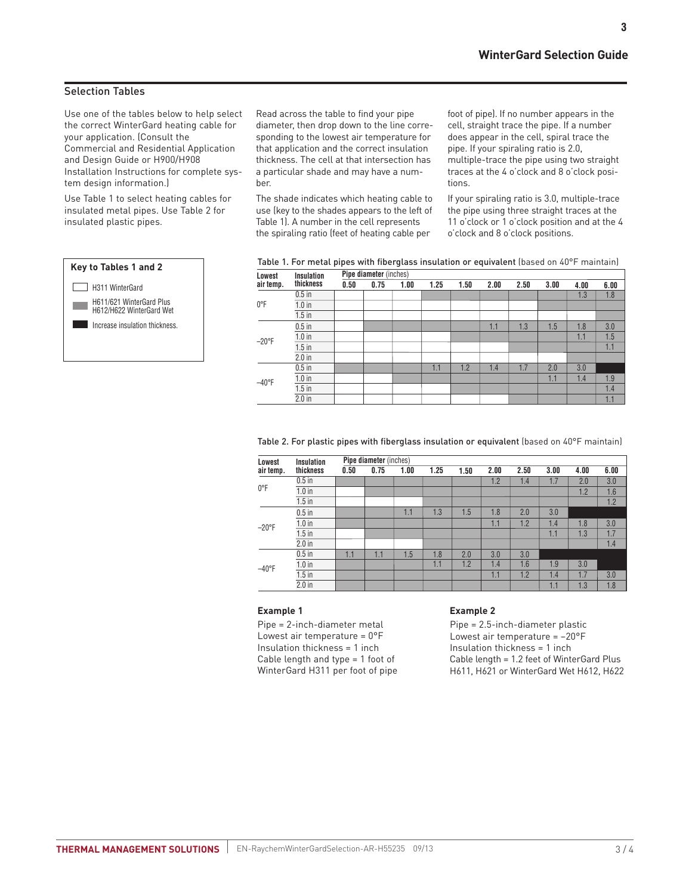## Selection Tables

Use one of the tables below to help select the correct WinterGard heating cable for your application. (Consult the Commercial and Residential Application and Design Guide or H900/H908 Installation Instructions for complete system design information.)

Use Table 1 to select heating cables for insulated metal pipes. Use Table 2 for insulated plastic pipes.

Read across the table to find your pipe diameter, then drop down to the line corresponding to the lowest air temperature for that application and the correct insulation thickness. The cell at that intersection has a particular shade and may have a number.

The shade indicates which heating cable to use (key to the shades appears to the left of Table 1). A number in the cell represents the spiraling ratio (feet of heating cable per foot of pipe). If no number appears in the cell, straight trace the pipe. If a number does appear in the cell, spiral trace the pipe. If your spiraling ratio is 2.0, multiple-trace the pipe using two straight traces at the 4 o'clock and 8 o'clock positions.

If your spiraling ratio is 3.0, multiple-trace the pipe using three straight traces at the 11 o'clock or 1 o'clock position and at the 4 o'clock and 8 o'clock positions.

**Key to Tables 1 and 2**

- (White) H311 WinterGard
- (Gray) H611/621 WinterGard Plus, H612/H622 WinterGard Wet
- (Black) Increase insulation thickness.

Table 1. For metal pipes with fiberglass insulation or equivalent (based on 40°F maintain)

| Lowest air temp. | Insulation thickness | Pipe diameter (inches) 0.50 | 0.75 | 1.00 | 1.25 | 1.50 | 2.00 | 2.50 | 3.00 | 4.00 | 6.00 |
|---|---|---|---|---|---|---|---|---|---|---|---|
| 0°F | 0.5 in | | | | | | | | | 1.3 | 1.8 |
| | 1.0 in | | | | | | | | | | |
| | 1.5 in | | | | | | | | | | |
| –20°F | 0.5 in | | | | | | 1.1 | 1.3 | 1.5 | 1.8 | 3.0 |
| | 1.0 in | | | | | | | | | 1.1 | 1.5 |
| | 1.5 in | | | | | | | | | | 1.1 |
| | 2.0 in | | | | | | | | | | |
| –40°F | 0.5 in | | | | 1.1 | 1.2 | 1.4 | 1.7 | 2.0 | 3.0 | |
| | 1.0 in | | | | | | | | 1.1 | 1.4 | 1.9 |
| | 1.5 in | | | | | | | | | | 1.4 |
| | 2.0 in | | | | | | | | | | 1.1 |

Table 2. For plastic pipes with fiberglass insulation or equivalent (based on 40°F maintain)

| Lowest air temp. | Insulation thickness | Pipe diameter (inches) 0.50 | 0.75 | 1.00 | 1.25 | 1.50 | 2.00 | 2.50 | 3.00 | 4.00 | 6.00 |
|---|---|---|---|---|---|---|---|---|---|---|---|
| 0°F | 0.5 in | | | | | | 1.2 | 1.4 | 1.7 | 2.0 | 3.0 |
| | 1.0 in | | | | | | | | | 1.2 | 1.6 |
| | 1.5 in | | | | | | | | | | 1.2 |
| –20°F | 0.5 in | | | 1.1 | 1.3 | 1.5 | 1.8 | 2.0 | 3.0 | | |
| | 1.0 in | | | | | | 1.1 | 1.2 | 1.4 | 1.8 | 3.0 |
| | 1.5 in | | | | | | | | 1.1 | 1.3 | 1.7 |
| | 2.0 in | | | | | | | | | | 1.4 |
| –40°F | 0.5 in | 1.1 | 1.1 | 1.5 | 1.8 | 2.0 | 3.0 | 3.0 | | | |
| | 1.0 in | | | | 1.1 | 1.2 | 1.4 | 1.6 | 1.9 | 3.0 | |
| | 1.5 in | | | | | | 1.1 | 1.2 | 1.4 | 1.7 | 3.0 |
| | 2.0 in | | | | | | | | 1.1 | 1.3 | 1.8 |

**Example 1**

Pipe = 2-inch-diameter metal
Lowest air temperature = 0°F
Insulation thickness = 1 inch
Cable length and type = 1 foot of WinterGard H311 per foot of pipe

**Example 2**

Pipe = 2.5-inch-diameter plastic
Lowest air temperature = –20°F
Insulation thickness = 1 inch
Cable length = 1.2 feet of WinterGard Plus H611, H621 or WinterGard Wet H612, H622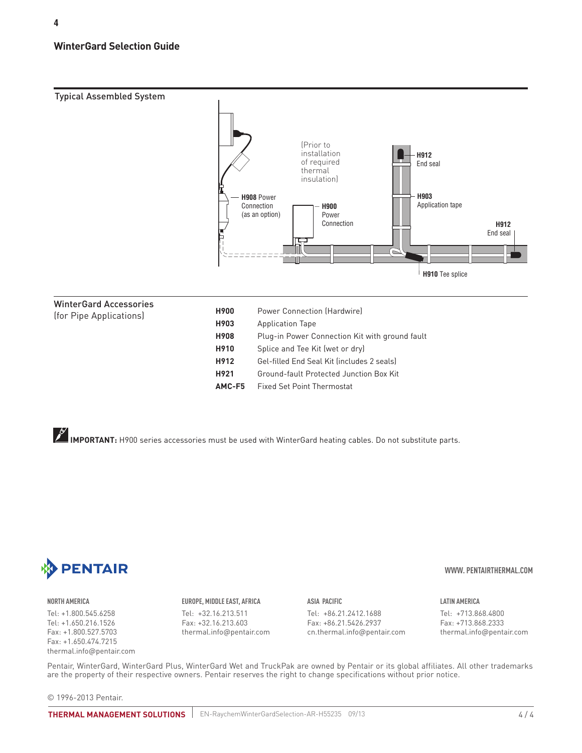## WinterGard Selection Guide

### Typical Assembled System

(Prior to installation of required thermal insulation)

H908 Power Connection (as an option)

H900 Power Connection

H912 End seal

H903 Application tape

H912 End seal

H910 Tee splice

### WinterGard Accessories (for Pipe Applications)

| | |
|---|---|
| **H900** | Power Connection (Hardwire) |
| **H903** | Application Tape |
| **H908** | Plug-in Power Connection Kit with ground fault |
| **H910** | Splice and Tee Kit (wet or dry) |
| **H912** | Gel-filled End Seal Kit (includes 2 seals) |
| **H921** | Ground-fault Protected Junction Box Kit |
| **AMC-F5** | Fixed Set Point Thermostat |

**IMPORTANT:** H900 series accessories must be used with WinterGard heating cables. Do not substitute parts.

PENTAIR

WWW. PENTAIRTHERMAL.COM

**NORTH AMERICA**
Tel: +1.800.545.6258
Tel: +1.650.216.1526
Fax: +1.800.527.5703
Fax: +1.650.474.7215
thermal.info@pentair.com

**EUROPE, MIDDLE EAST, AFRICA**
Tel: +32.16.213.511
Fax: +32.16.213.603
thermal.info@pentair.com

**ASIA PACIFIC**
Tel: +86.21.2412.1688
Fax: +86.21.5426.2937
cn.thermal.info@pentair.com

**LATIN AMERICA**
Tel: +713.868.4800
Fax: +713.868.2333
thermal.info@pentair.com

Pentair, WinterGard, WinterGard Plus, WinterGard Wet and TruckPak are owned by Pentair or its global affiliates. All other trademarks are the property of their respective owners. Pentair reserves the right to change specifications without prior notice.

© 1996-2013 Pentair.

THERMAL MANAGEMENT SOLUTIONS | EN-RaychemWinterGardSelection-AR-H55235 09/13